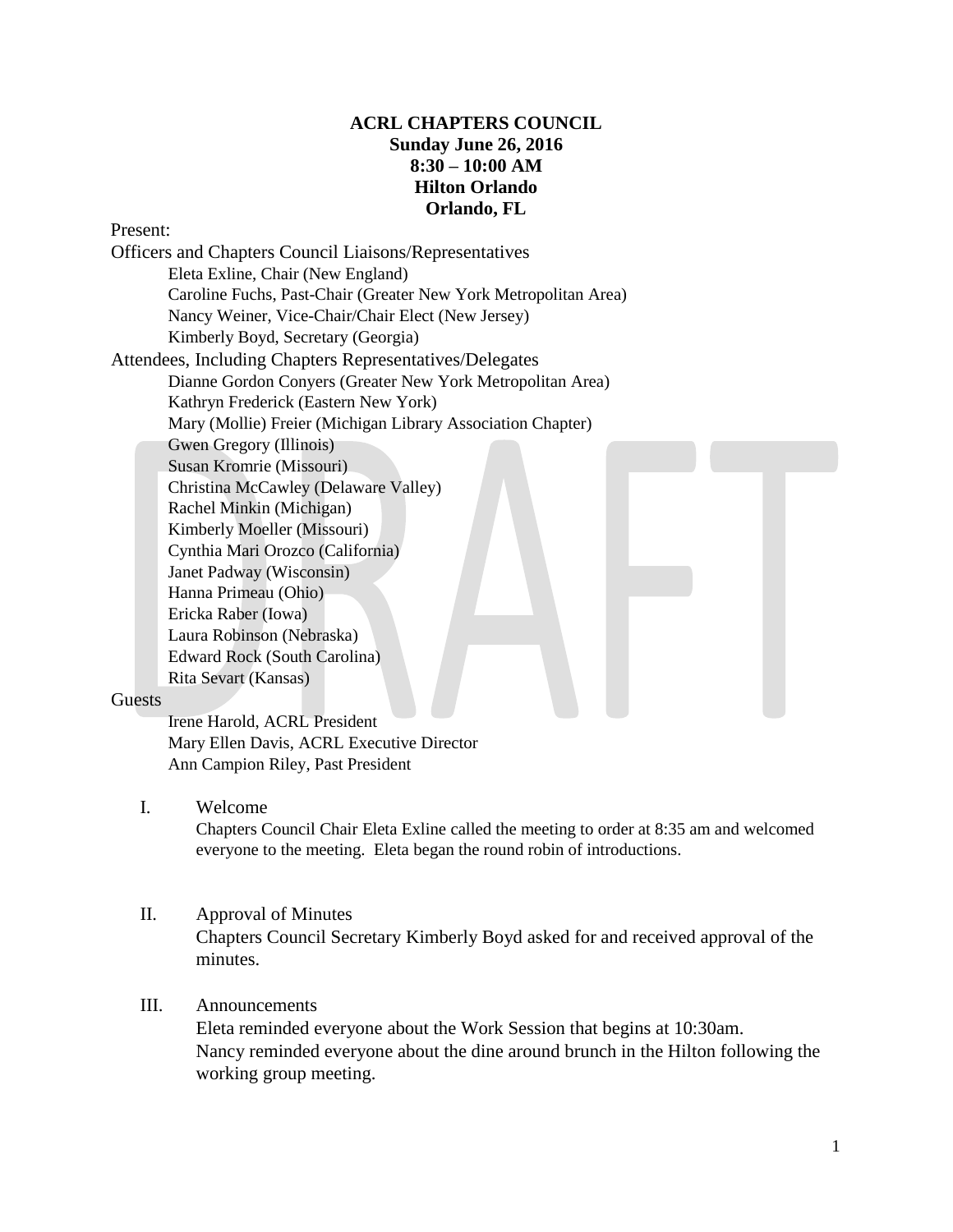# ACRL CHAPTERS COUNCIL
**Sunday June 26, 2016**
**8:30 – 10:00 AM**
**Hilton Orlando**
**Orlando, FL**

Present:

Officers and Chapters Council Liaisons/Representatives

- Eleta Exline, Chair (New England)
- Caroline Fuchs, Past-Chair (Greater New York Metropolitan Area)
- Nancy Weiner, Vice-Chair/Chair Elect (New Jersey)
- Kimberly Boyd, Secretary (Georgia)

Attendees, Including Chapters Representatives/Delegates

- Dianne Gordon Conyers (Greater New York Metropolitan Area)
- Kathryn Frederick (Eastern New York)
- Mary (Mollie) Freier (Michigan Library Association Chapter)
- Gwen Gregory (Illinois)
- Susan Kromrie (Missouri)
- Christina McCawley (Delaware Valley)
- Rachel Minkin (Michigan)
- Kimberly Moeller (Missouri)
- Cynthia Mari Orozco (California)
- Janet Padway (Wisconsin)
- Hanna Primeau (Ohio)
- Ericka Raber (Iowa)
- Laura Robinson (Nebraska)
- Edward Rock (South Carolina)
- Rita Sevart (Kansas)

Guests

- Irene Harold, ACRL President
- Mary Ellen Davis, ACRL Executive Director
- Ann Campion Riley, Past President

I. Welcome

Chapters Council Chair Eleta Exline called the meeting to order at 8:35 am and welcomed everyone to the meeting. Eleta began the round robin of introductions.

II. Approval of Minutes

Chapters Council Secretary Kimberly Boyd asked for and received approval of the minutes.

III. Announcements

Eleta reminded everyone about the Work Session that begins at 10:30am.
Nancy reminded everyone about the dine around brunch in the Hilton following the working group meeting.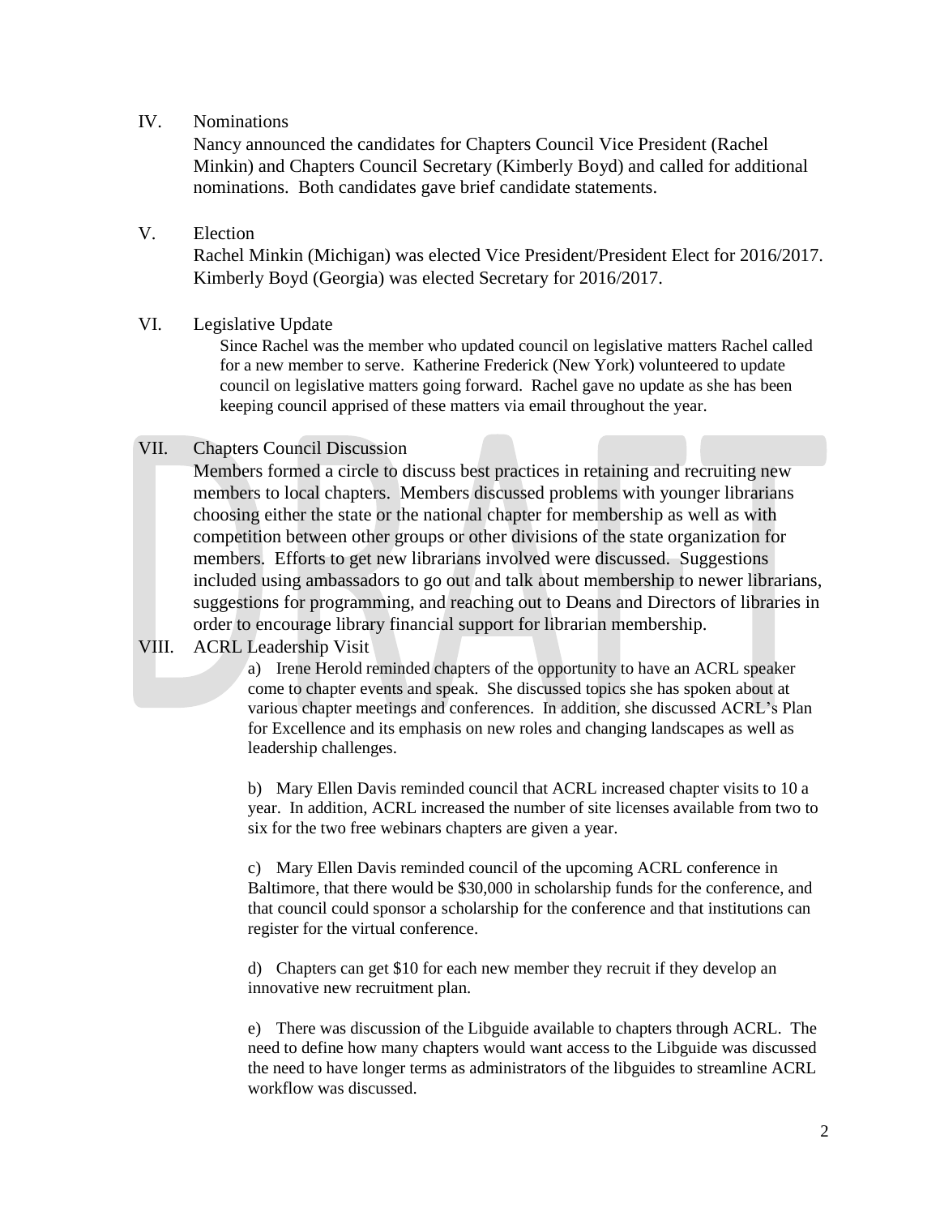IV. Nominations

Nancy announced the candidates for Chapters Council Vice President (Rachel Minkin) and Chapters Council Secretary (Kimberly Boyd) and called for additional nominations. Both candidates gave brief candidate statements.

V. Election

Rachel Minkin (Michigan) was elected Vice President/President Elect for 2016/2017. Kimberly Boyd (Georgia) was elected Secretary for 2016/2017.

VI. Legislative Update

Since Rachel was the member who updated council on legislative matters Rachel called for a new member to serve. Katherine Frederick (New York) volunteered to update council on legislative matters going forward. Rachel gave no update as she has been keeping council apprised of these matters via email throughout the year.

VII. Chapters Council Discussion

Members formed a circle to discuss best practices in retaining and recruiting new members to local chapters. Members discussed problems with younger librarians choosing either the state or the national chapter for membership as well as with competition between other groups or other divisions of the state organization for members. Efforts to get new librarians involved were discussed. Suggestions included using ambassadors to go out and talk about membership to newer librarians, suggestions for programming, and reaching out to Deans and Directors of libraries in order to encourage library financial support for librarian membership.

VIII. ACRL Leadership Visit

a) Irene Herold reminded chapters of the opportunity to have an ACRL speaker come to chapter events and speak. She discussed topics she has spoken about at various chapter meetings and conferences. In addition, she discussed ACRL's Plan for Excellence and its emphasis on new roles and changing landscapes as well as leadership challenges.

b) Mary Ellen Davis reminded council that ACRL increased chapter visits to 10 a year. In addition, ACRL increased the number of site licenses available from two to six for the two free webinars chapters are given a year.

c) Mary Ellen Davis reminded council of the upcoming ACRL conference in Baltimore, that there would be $30,000 in scholarship funds for the conference, and that council could sponsor a scholarship for the conference and that institutions can register for the virtual conference.

d) Chapters can get $10 for each new member they recruit if they develop an innovative new recruitment plan.

e) There was discussion of the Libguide available to chapters through ACRL. The need to define how many chapters would want access to the Libguide was discussed the need to have longer terms as administrators of the libguides to streamline ACRL workflow was discussed.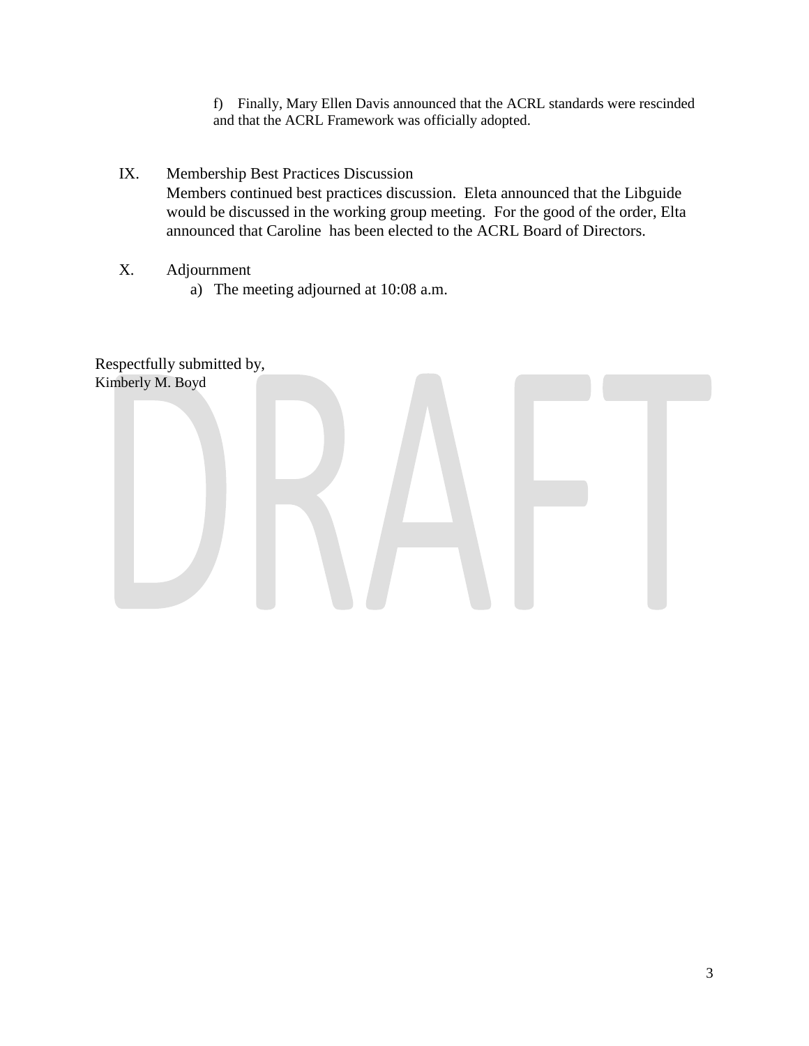f) Finally, Mary Ellen Davis announced that the ACRL standards were rescinded and that the ACRL Framework was officially adopted.

IX. Membership Best Practices Discussion

Members continued best practices discussion. Eleta announced that the Libguide would be discussed in the working group meeting. For the good of the order, Elta announced that Caroline has been elected to the ACRL Board of Directors.

X. Adjournment

a) The meeting adjourned at 10:08 a.m.

Respectfully submitted by,
Kimberly M. Boyd

DRAFT